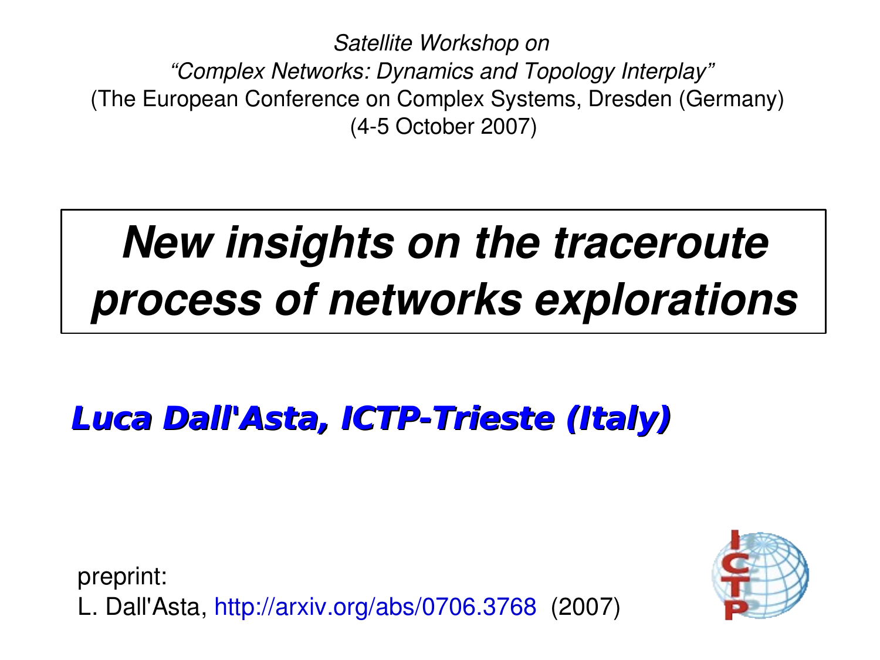*Satellite Workshop on*
*"Complex Networks: Dynamics and Topology Interplay"*
(The European Conference on Complex Systems, Dresden (Germany)
(4-5 October 2007)

# *New insights on the traceroute process of networks explorations*

***Luca Dall'Asta, ICTP-Trieste (Italy)***

preprint:
L. Dall'Asta, http://arxiv.org/abs/0706.3768 (2007)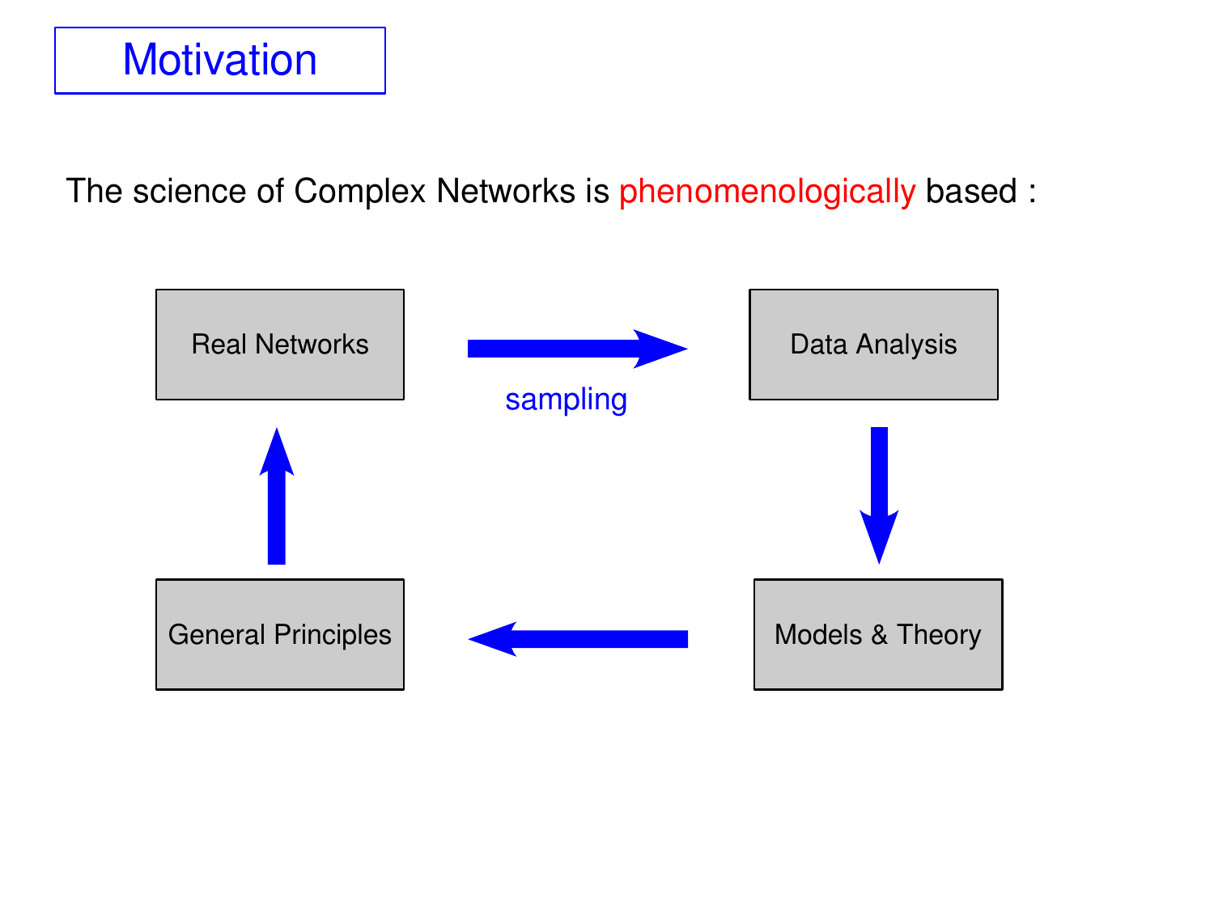# Motivation

The science of Complex Networks is phenomenologically based :

Real Networks → (sampling) → Data Analysis → Models & Theory → General Principles → Real Networks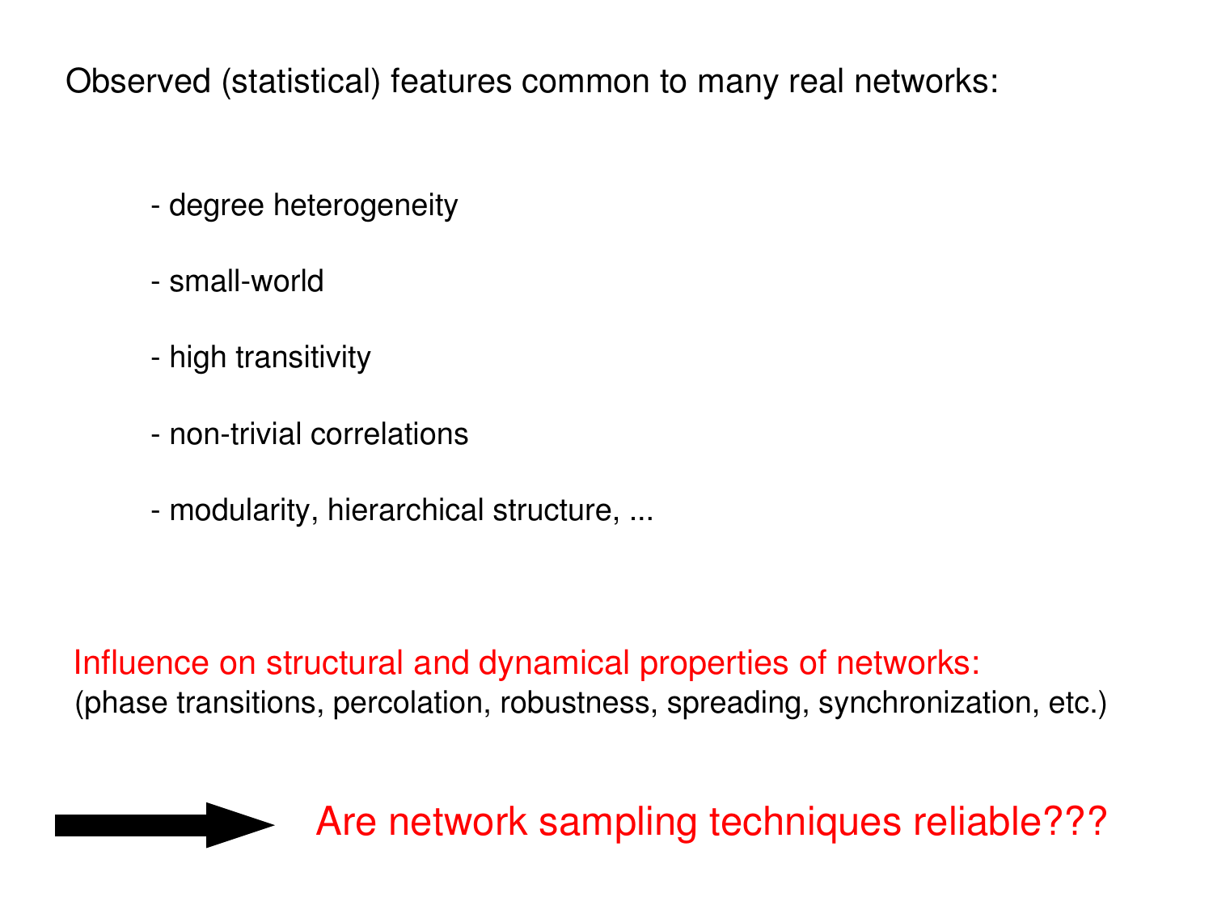Observed (statistical) features common to many real networks:

- degree heterogeneity
- small-world
- high transitivity
- non-trivial correlations
- modularity, hierarchical structure, ...

Influence on structural and dynamical properties of networks:
(phase transitions, percolation, robustness, spreading, synchronization, etc.)

→ **Are network sampling techniques reliable???**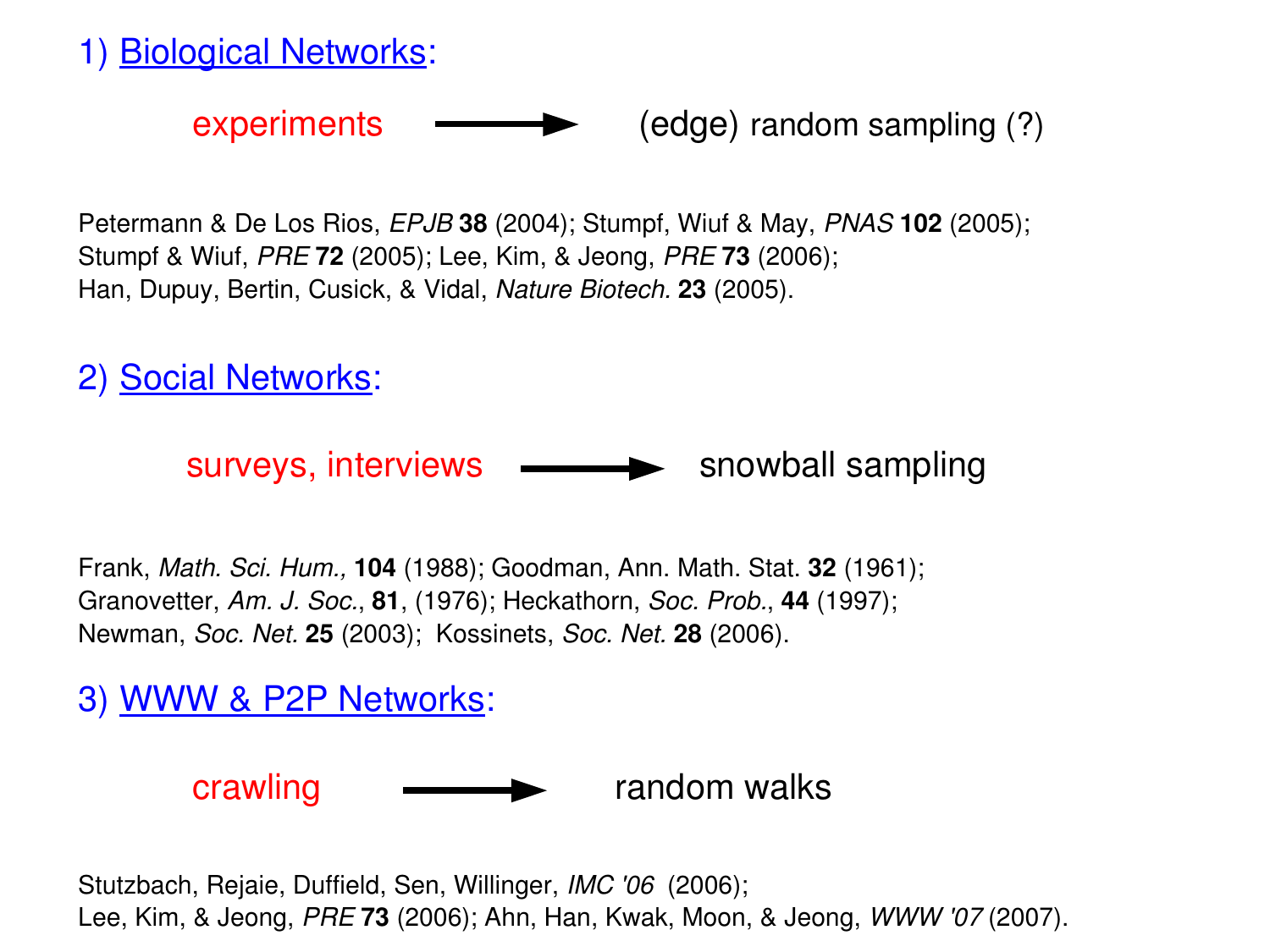1) Biological Networks:

experiments → (edge) random sampling (?)

Petermann & De Los Rios, *EPJB* **38** (2004); Stumpf, Wiuf & May, *PNAS* **102** (2005);
Stumpf & Wiuf, *PRE* **72** (2005); Lee, Kim, & Jeong, *PRE* **73** (2006);
Han, Dupuy, Bertin, Cusick, & Vidal, *Nature Biotech.* **23** (2005).

2) Social Networks:

surveys, interviews → snowball sampling

Frank, *Math. Sci. Hum.,* **104** (1988); Goodman, Ann. Math. Stat. **32** (1961);
Granovetter, *Am. J. Soc.*, **81**, (1976); Heckathorn, *Soc. Prob.*, **44** (1997);
Newman, *Soc. Net.* **25** (2003); Kossinets, *Soc. Net.* **28** (2006).

3) WWW & P2P Networks:

crawling → random walks

Stutzbach, Rejaie, Duffield, Sen, Willinger, *IMC '06* (2006);
Lee, Kim, & Jeong, *PRE* **73** (2006); Ahn, Han, Kwak, Moon, & Jeong, *WWW '07* (2007).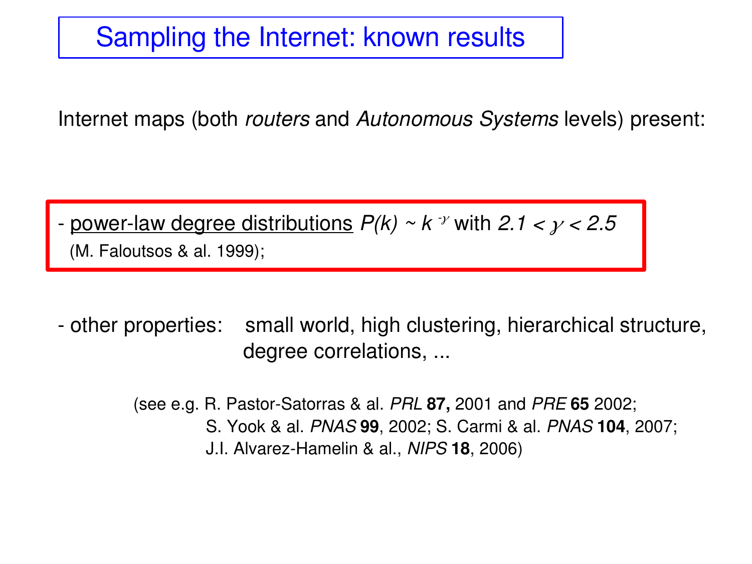# Sampling the Internet: known results

Internet maps (both *routers* and *Autonomous Systems* levels) present:

- power-law degree distributions $P(k) \sim k^{-\gamma}$ with $2.1 < \gamma < 2.5$ (M. Faloutsos & al. 1999);

- other properties: small world, high clustering, hierarchical structure, degree correlations, ...

(see e.g. R. Pastor-Satorras & al. *PRL* **87,** 2001 and *PRE* **65** 2002; S. Yook & al. *PNAS* **99**, 2002; S. Carmi & al. *PNAS* **104**, 2007; J.I. Alvarez-Hamelin & al., *NIPS* **18**, 2006)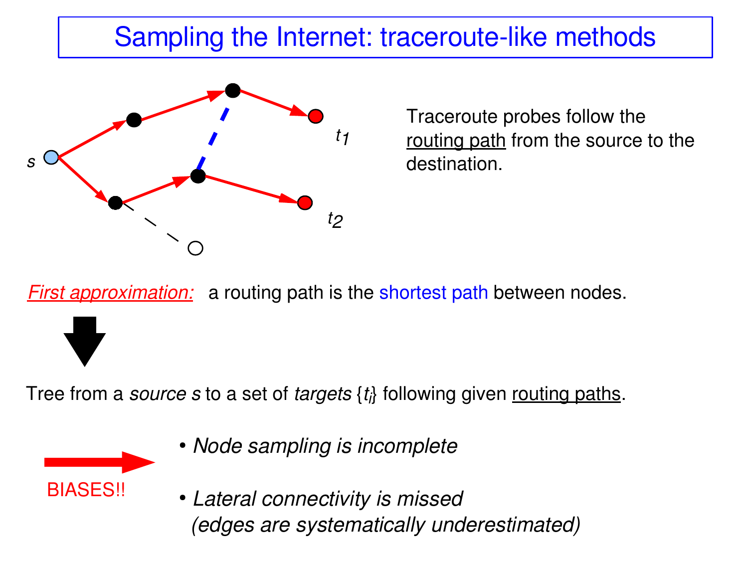# Sampling the Internet: traceroute-like methods

Traceroute probes follow the routing path from the source to the destination.

*First approximation:* a routing path is the shortest path between nodes.

Tree from a *source s* to a set of *targets* $\{t_i\}$ following given routing paths.

BIASES!!

- *Node sampling is incomplete*
- *Lateral connectivity is missed (edges are systematically underestimated)*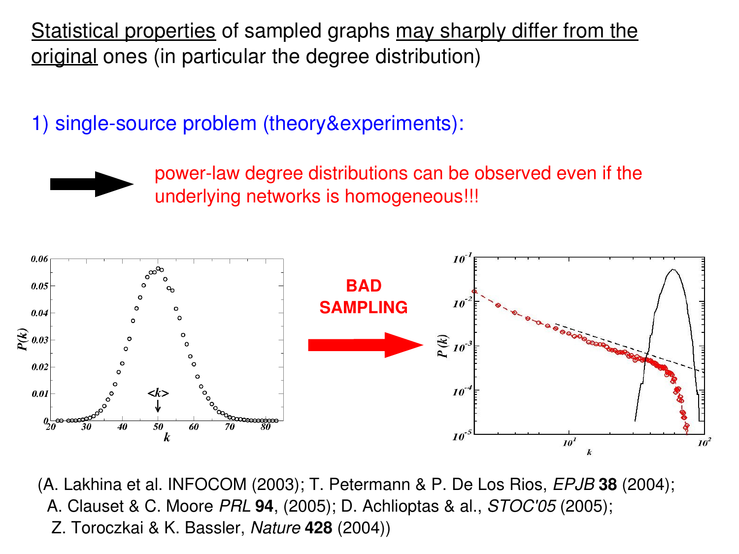Statistical properties of sampled graphs may sharply differ from the original ones (in particular the degree distribution)

1) single-source problem (theory&experiments):

➡ power-law degree distributions can be observed even if the underlying networks is homogeneous!!!

**BAD SAMPLING**

(A. Lakhina et al. INFOCOM (2003); T. Petermann & P. De Los Rios, *EPJB* **38** (2004);
A. Clauset & C. Moore *PRL* **94**, (2005); D. Achlioptas & al., *STOC'05* (2005);
Z. Toroczkai & K. Bassler, *Nature* **428** (2004))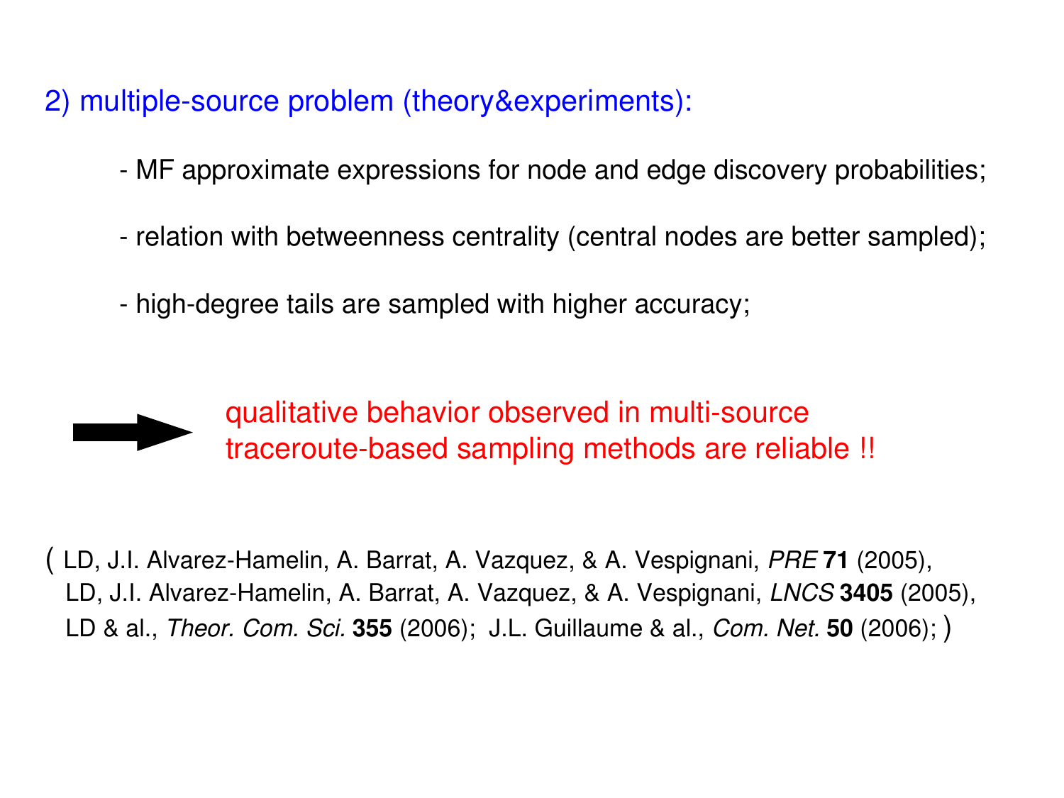## 2) multiple-source problem (theory&experiments):

- MF approximate expressions for node and edge discovery probabilities;
- relation with betweenness centrality (central nodes are better sampled);
- high-degree tails are sampled with higher accuracy;

→ qualitative behavior observed in multi-source traceroute-based sampling methods are reliable !!

( LD, J.I. Alvarez-Hamelin, A. Barrat, A. Vazquez, & A. Vespignani, *PRE* **71** (2005),
LD, J.I. Alvarez-Hamelin, A. Barrat, A. Vazquez, & A. Vespignani, *LNCS* **3405** (2005),
LD & al., *Theor. Com. Sci.* **355** (2006); J.L. Guillaume & al., *Com. Net.* **50** (2006); )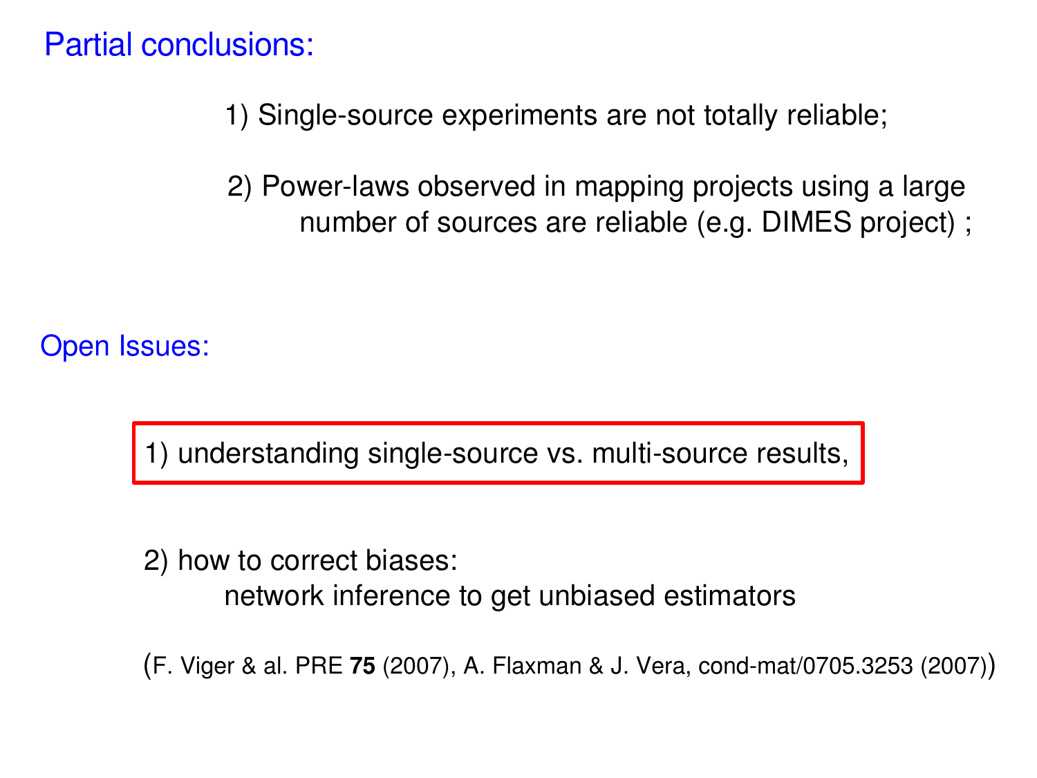## Partial conclusions:

1) Single-source experiments are not totally reliable;

2) Power-laws observed in mapping projects using a large number of sources are reliable (e.g. DIMES project) ;

## Open Issues:

1) understanding single-source vs. multi-source results,

2) how to correct biases:
network inference to get unbiased estimators

(F. Viger & al. PRE **75** (2007), A. Flaxman & J. Vera, cond-mat/0705.3253 (2007))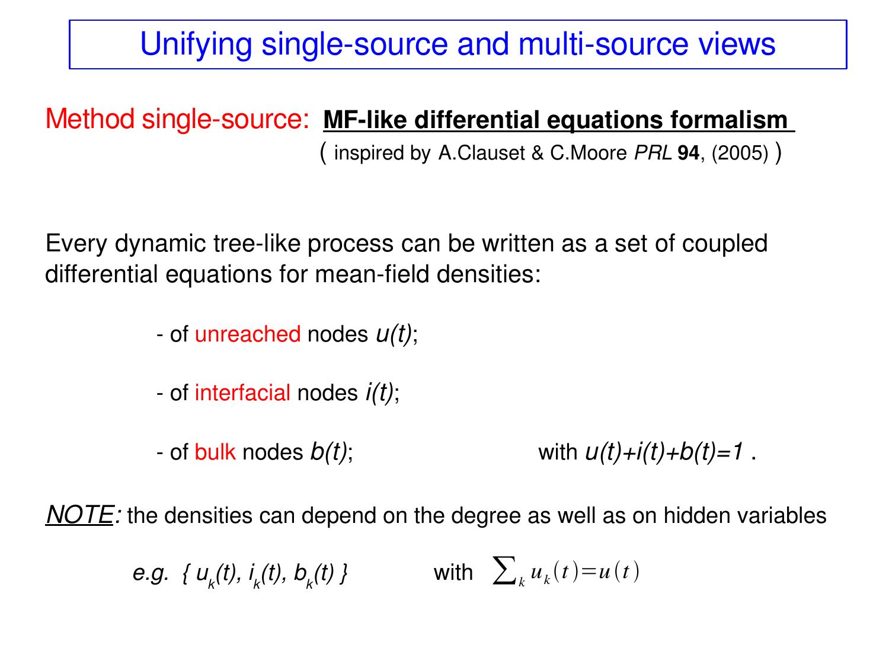# Unifying single-source and multi-source views

Method single-source: **MF-like differential equations formalism**

( inspired by A.Clauset & C.Moore *PRL* **94**, (2005) )

Every dynamic tree-like process can be written as a set of coupled differential equations for mean-field densities:

- of unreached nodes $u(t)$;
- of interfacial nodes $i(t)$;
- of bulk nodes $b(t)$; with $u(t)+i(t)+b(t)=1$ .

***NOTE:*** the densities can depend on the degree as well as on hidden variables

*e.g.* $\{ u_k(t), i_k(t), b_k(t) \}$ with $\sum_k u_k(t) = u(t)$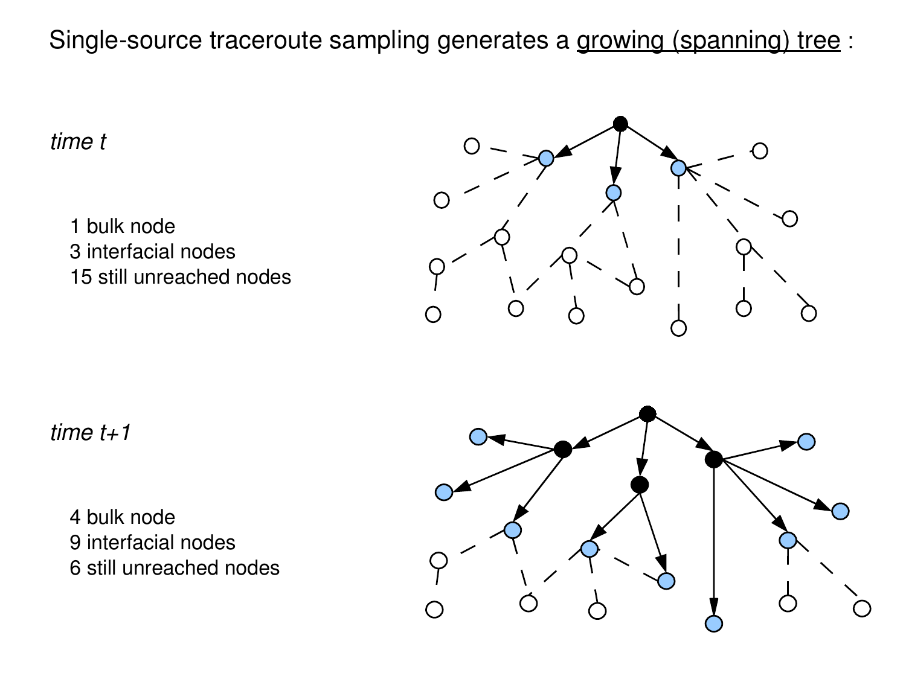Single-source traceroute sampling generates a growing (spanning) tree :

*time t*

1 bulk node
3 interfacial nodes
15 still unreached nodes

*time t+1*

4 bulk node
9 interfacial nodes
6 still unreached nodes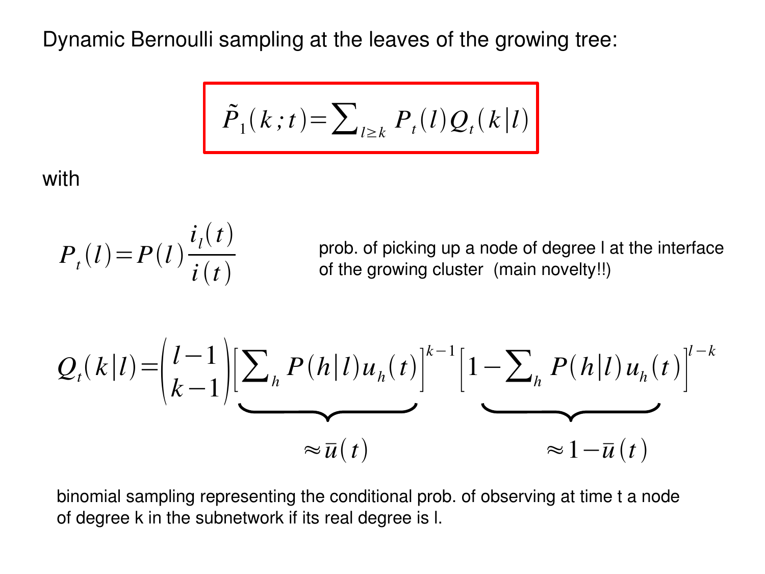Dynamic Bernoulli sampling at the leaves of the growing tree:

$$\tilde{P}_1(k\,;t) = \sum_{l \geq k} P_t(l)\, Q_t(k|l)$$

with

$$P_t(l) = P(l)\frac{i_l(t)}{i(t)}$$

prob. of picking up a node of degree l at the interface of the growing cluster (main novelty!!)

$$Q_t(k|l) = \binom{l-1}{k-1}\underbrace{\left[\sum_h P(h|l)\, u_h(t)\right]}_{\approx \bar{u}(t)}^{k-1}\underbrace{\left[1-\sum_h P(h|l)\, u_h(t)\right]}_{\approx 1-\bar{u}(t)}^{l-k}$$

binomial sampling representing the conditional prob. of observing at time t a node of degree k in the subnetwork if its real degree is l.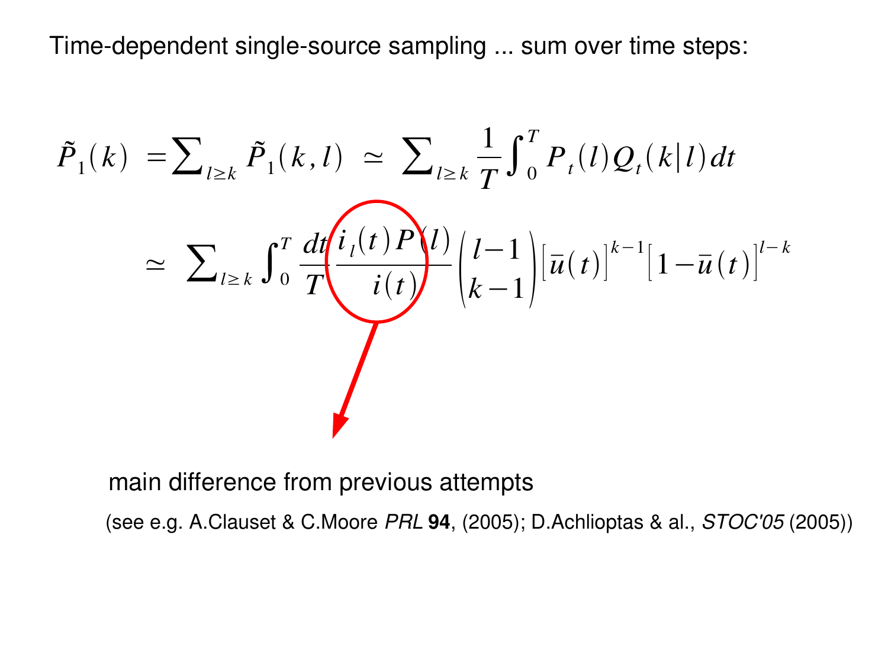Time-dependent single-source sampling ... sum over time steps:

$$\tilde{P}_1(k) = \sum_{l \geq k} \tilde{P}_1(k,l) \simeq \sum_{l \geq k} \frac{1}{T} \int_0^T P_t(l) Q_t(k|l)\, dt$$

$$\simeq \sum_{l \geq k} \int_0^T \frac{dt}{T} \frac{i_l(t) P(l)}{i(t)} \binom{l-1}{k-1} \left[\bar{u}(t)\right]^{k-1} \left[1 - \bar{u}(t)\right]^{l-k}$$

main difference from previous attempts

(see e.g. A.Clauset & C.Moore *PRL* **94**, (2005); D.Achlioptas & al., *STOC'05* (2005))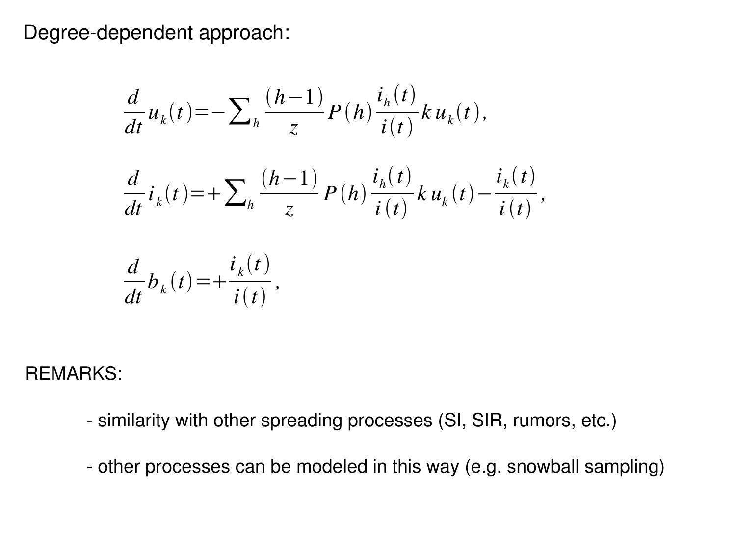Degree-dependent approach:

$$\frac{d}{dt}u_k(t) = -\sum_h \frac{(h-1)}{z} P(h) \frac{i_h(t)}{i(t)} k\, u_k(t),$$

$$\frac{d}{dt}i_k(t) = +\sum_h \frac{(h-1)}{z} P(h) \frac{i_h(t)}{i(t)} k\, u_k(t) - \frac{i_k(t)}{i(t)},$$

$$\frac{d}{dt}b_k(t) = +\frac{i_k(t)}{i(t)},$$

REMARKS:

- similarity with other spreading processes (SI, SIR, rumors, etc.)

- other processes can be modeled in this way (e.g. snowball sampling)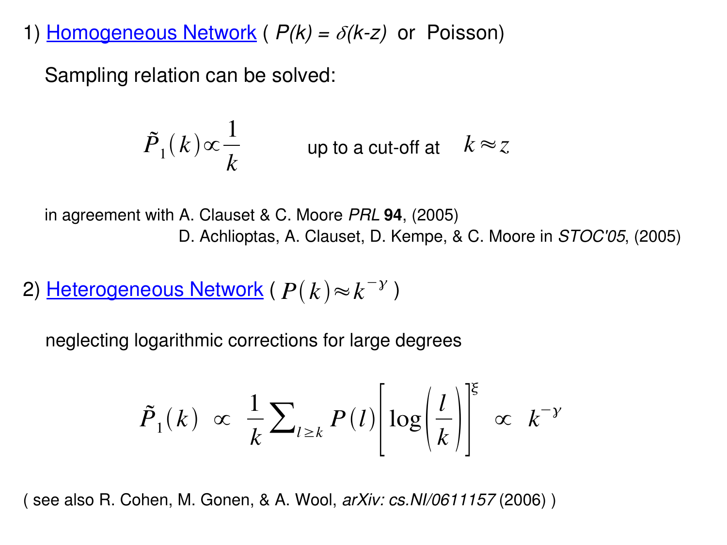1) Homogeneous Network ( $P(k) = \delta(k-z)$ or Poisson)

Sampling relation can be solved:

$$\tilde{P}_1(k) \propto \frac{1}{k} \qquad \text{up to a cut-off at} \quad k \approx z$$

in agreement with A. Clauset & C. Moore *PRL* **94**, (2005)
D. Achlioptas, A. Clauset, D. Kempe, & C. Moore in *STOC'05*, (2005)

2) Heterogeneous Network ( $P(k) \approx k^{-\gamma}$ )

neglecting logarithmic corrections for large degrees

$$\tilde{P}_1(k) \;\propto\; \frac{1}{k} \sum_{l \geq k} P(l) \left[ \log\left(\frac{l}{k}\right) \right]^{\xi} \;\propto\; k^{-\gamma}$$

( see also R. Cohen, M. Gonen, & A. Wool, *arXiv: cs.NI/0611157* (2006) )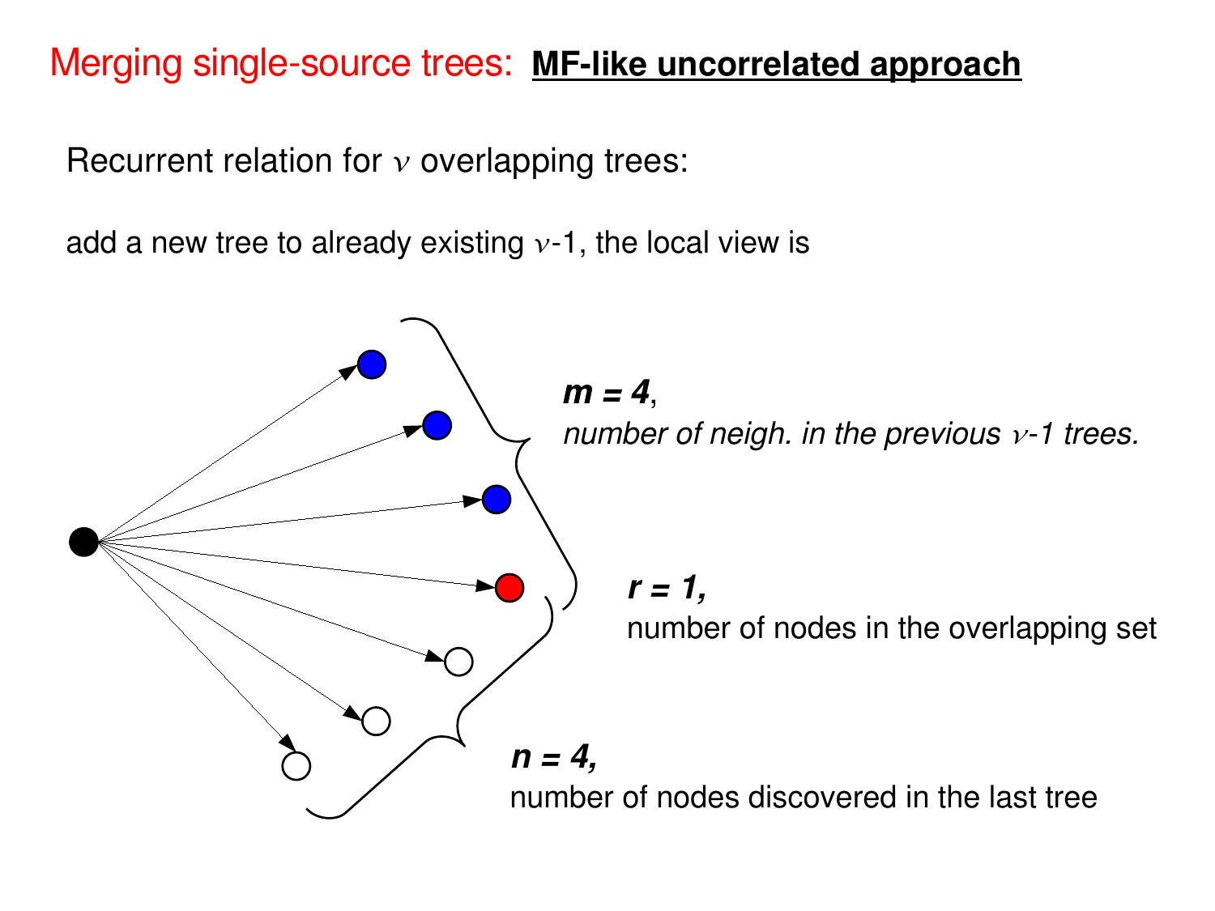# Merging single-source trees: **MF-like uncorrelated approach**

Recurrent relation for $\nu$ overlapping trees:

add a new tree to already existing $\nu$-1, the local view is

***m = 4***,
*number of neigh. in the previous $\nu$-1 trees.*

***r = 1,***
number of nodes in the overlapping set

***n = 4,***
number of nodes discovered in the last tree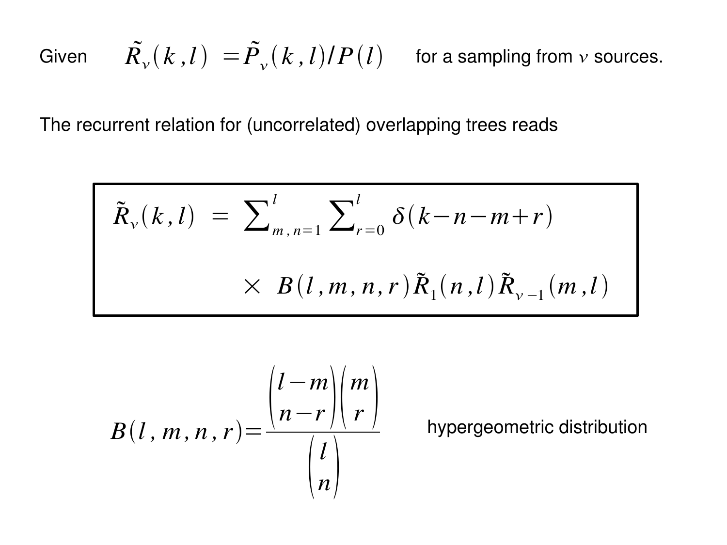Given $\tilde{R}_{\nu}(k,l) = \tilde{P}_{\nu}(k,l)/P(l)$ for a sampling from $\nu$ sources.

The recurrent relation for (uncorrelated) overlapping trees reads

$$\tilde{R}_{\nu}(k,l) = \sum_{m,n=1}^{l} \sum_{r=0}^{l} \delta(k-n-m+r) \times B(l,m,n,r)\tilde{R}_1(n,l)\tilde{R}_{\nu-1}(m,l)$$

$$B(l,m,n,r) = \frac{\binom{l-m}{n-r}\binom{m}{r}}{\binom{l}{n}}$$

hypergeometric distribution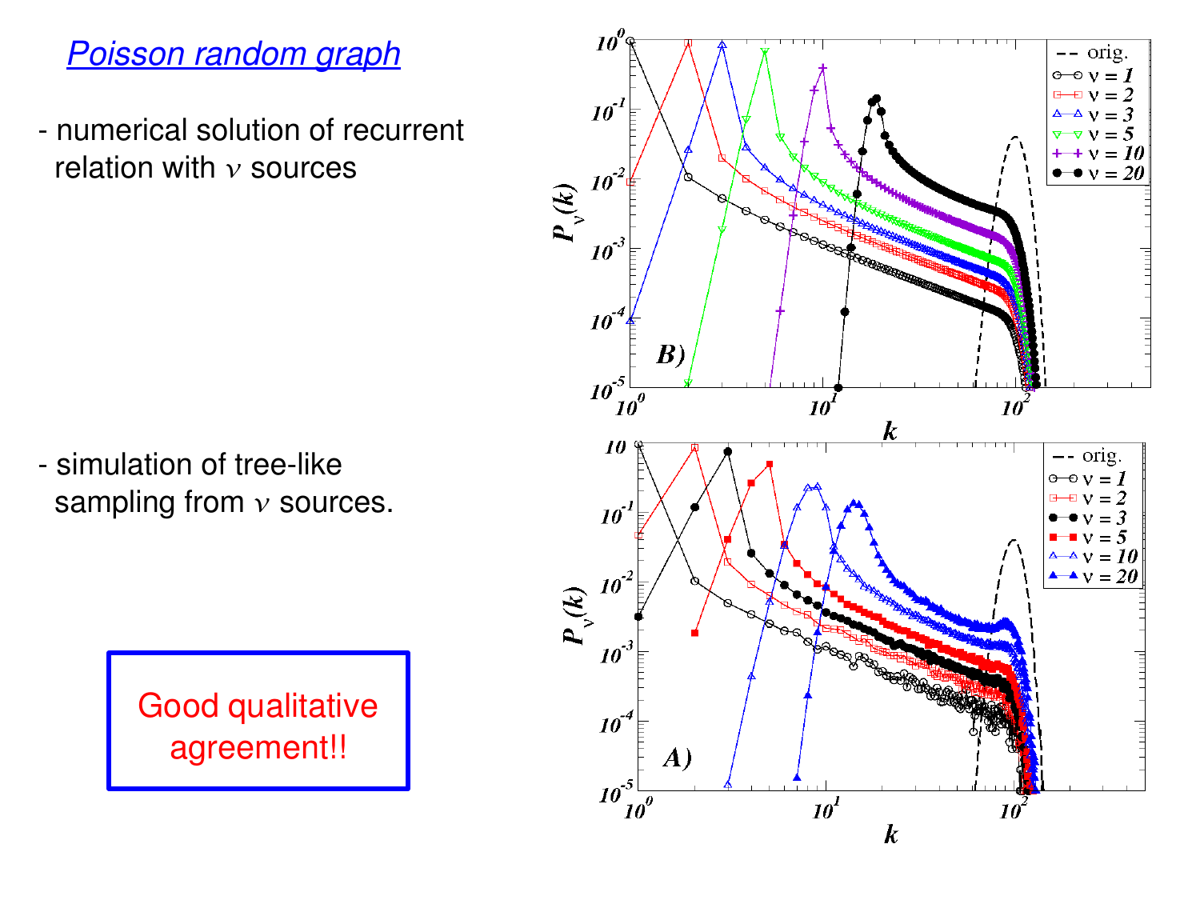## Poisson random graph

- numerical solution of recurrent relation with $\nu$ sources

- simulation of tree-like sampling from $\nu$ sources.

Good qualitative agreement!!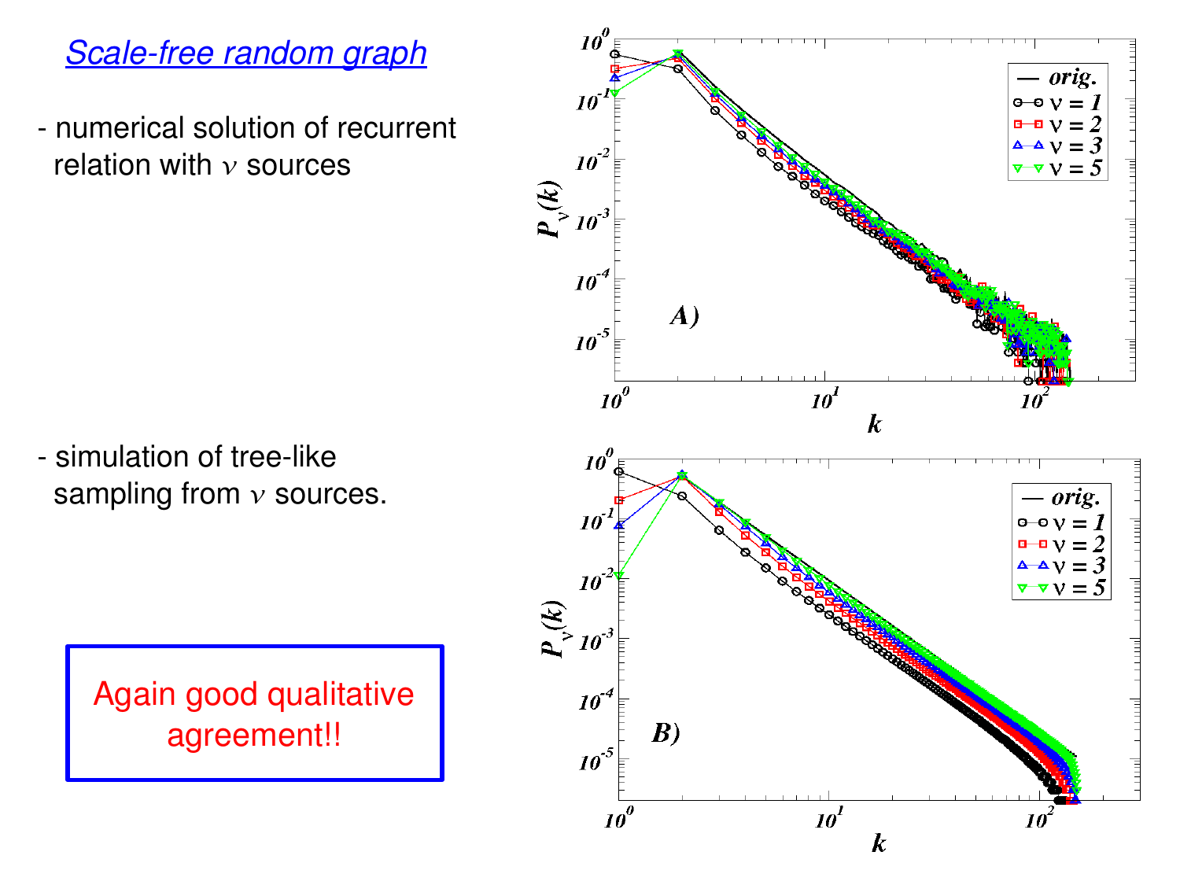## *Scale-free random graph*

- numerical solution of recurrent relation with $\nu$ sources

- simulation of tree-like sampling from $\nu$ sources.

Again good qualitative agreement!!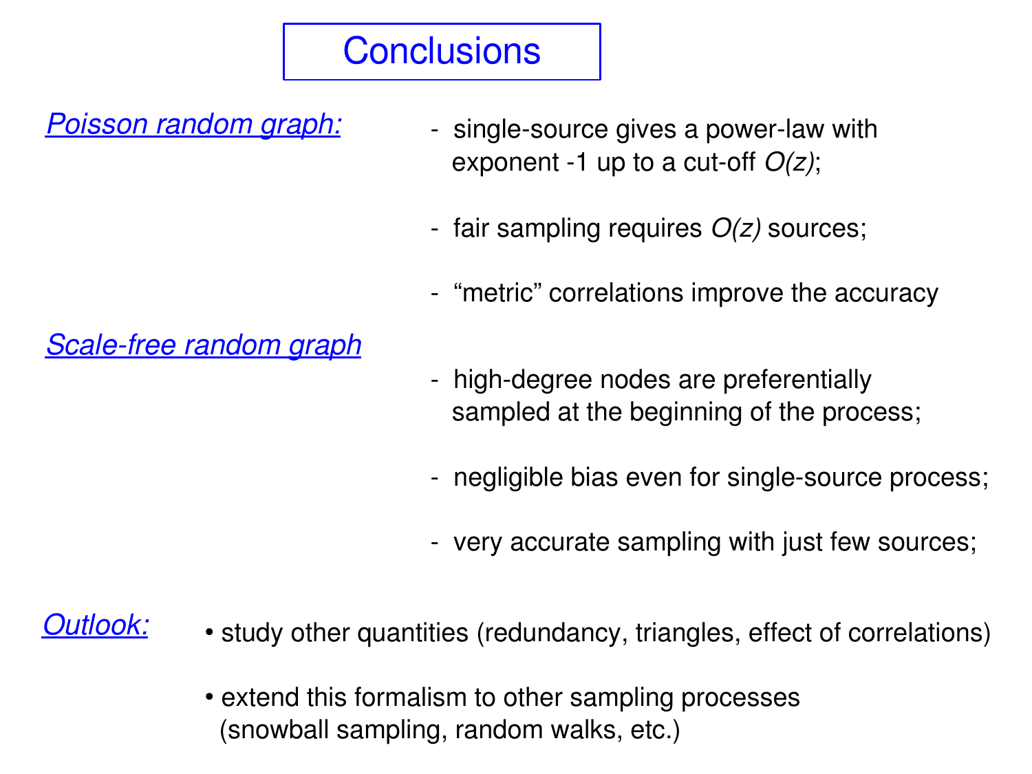# Conclusions

*Poisson random graph:*

- single-source gives a power-law with exponent -1 up to a cut-off $O(z)$;
- fair sampling requires $O(z)$ sources;
- "metric" correlations improve the accuracy

*Scale-free random graph*

- high-degree nodes are preferentially sampled at the beginning of the process;
- negligible bias even for single-source process;
- very accurate sampling with just few sources;

*Outlook:*

- study other quantities (redundancy, triangles, effect of correlations)
- extend this formalism to other sampling processes (snowball sampling, random walks, etc.)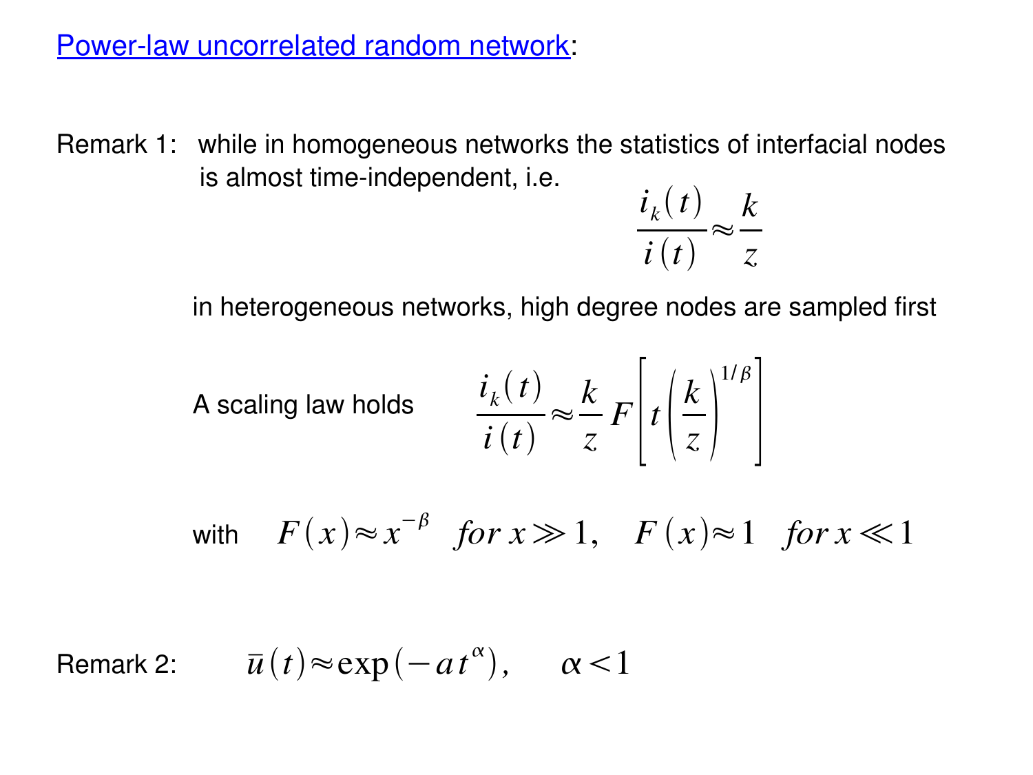Power-law uncorrelated random network:

Remark 1: while in homogeneous networks the statistics of interfacial nodes is almost time-independent, i.e.

$$\frac{i_k(t)}{i(t)} \approx \frac{k}{z}$$

in heterogeneous networks, high degree nodes are sampled first

A scaling law holds

$$\frac{i_k(t)}{i(t)} \approx \frac{k}{z} F\left[ t \left( \frac{k}{z} \right)^{1/\beta} \right]$$

with $\quad F(x) \approx x^{-\beta} \quad for\, x \gg 1, \quad F(x) \approx 1 \quad for\, x \ll 1$

Remark 2: $\quad \bar{u}(t) \approx \exp(-a t^{\alpha}), \qquad \alpha < 1$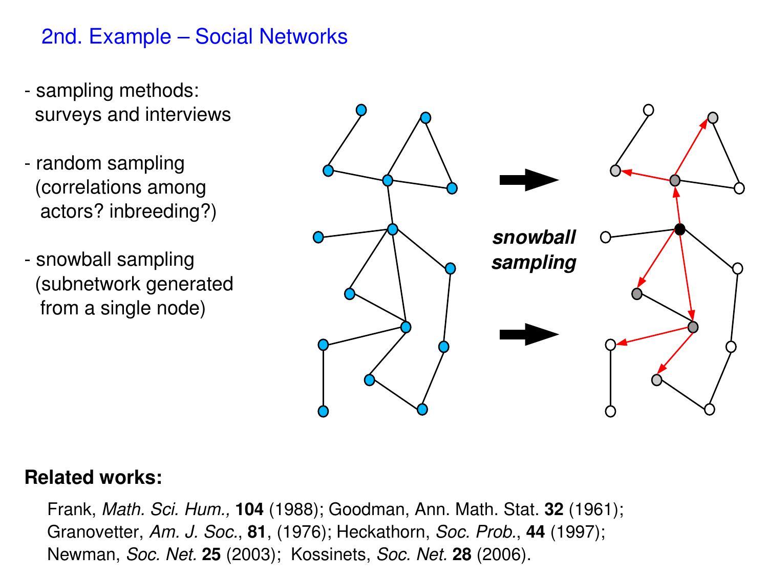## 2nd. Example – Social Networks

- sampling methods: surveys and interviews

- random sampling (correlations among actors? inbreeding?)

- snowball sampling (subnetwork generated from a single node)

***snowball sampling***

**Related works:**

Frank, *Math. Sci. Hum.,* **104** (1988); Goodman, Ann. Math. Stat. **32** (1961); Granovetter, *Am. J. Soc.*, **81**, (1976); Heckathorn, *Soc. Prob.*, **44** (1997); Newman, *Soc. Net.* **25** (2003); Kossinets, *Soc. Net.* **28** (2006).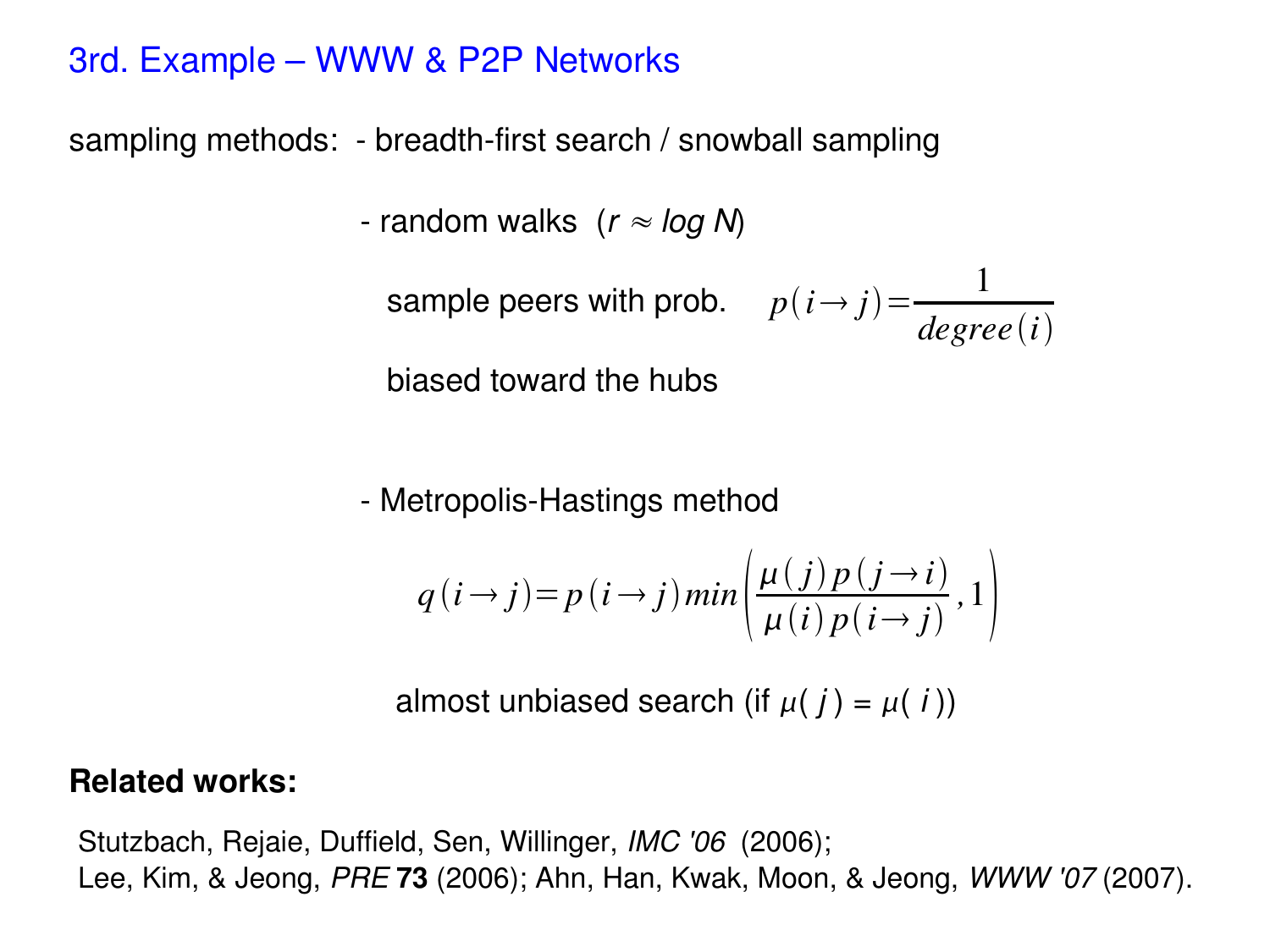## 3rd. Example – WWW & P2P Networks

sampling methods:

- breadth-first search / snowball sampling
- random walks ($r \approx \log N$)

  sample peers with prob. $$p(i \rightarrow j) = \frac{1}{degree(i)}$$

  biased toward the hubs

- Metropolis-Hastings method

  $$q(i \rightarrow j) = p(i \rightarrow j) \, min\left(\frac{\mu(j)\, p(j \rightarrow i)}{\mu(i)\, p(i \rightarrow j)}, 1\right)$$

  almost unbiased search (if $\mu(j) = \mu(i)$)

**Related works:**

Stutzbach, Rejaie, Duffield, Sen, Willinger, *IMC '06* (2006);
Lee, Kim, & Jeong, *PRE* **73** (2006); Ahn, Han, Kwak, Moon, & Jeong, *WWW '07* (2007).